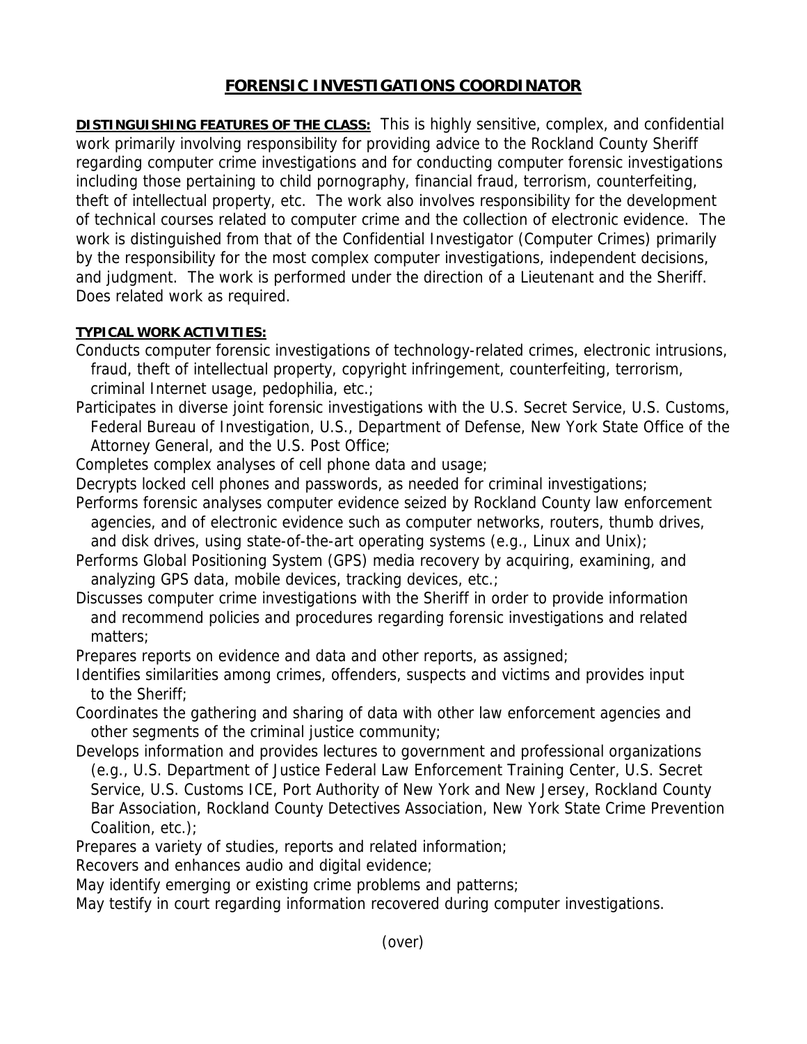# FORENSIC INVESTIGATIONS COORDINATOR

**DISTINGUISHING FEATURES OF THE CLASS:** This is highly sensitive, complex, and confidential work primarily involving responsibility for providing advice to the Rockland County Sheriff regarding computer crime investigations and for conducting computer forensic investigations including those pertaining to child pornography, financial fraud, terrorism, counterfeiting, theft of intellectual property, etc. The work also involves responsibility for the development of technical courses related to computer crime and the collection of electronic evidence. The work is distinguished from that of the Confidential Investigator (Computer Crimes) primarily by the responsibility for the most complex computer investigations, independent decisions, and judgment. The work is performed under the direction of a Lieutenant and the Sheriff. Does related work as required.

**TYPICAL WORK ACTIVITIES:**

Conducts computer forensic investigations of technology-related crimes, electronic intrusions, fraud, theft of intellectual property, copyright infringement, counterfeiting, terrorism, criminal Internet usage, pedophilia, etc.;

Participates in diverse joint forensic investigations with the U.S. Secret Service, U.S. Customs, Federal Bureau of Investigation, U.S., Department of Defense, New York State Office of the Attorney General, and the U.S. Post Office;

Completes complex analyses of cell phone data and usage;

Decrypts locked cell phones and passwords, as needed for criminal investigations;

Performs forensic analyses computer evidence seized by Rockland County law enforcement agencies, and of electronic evidence such as computer networks, routers, thumb drives, and disk drives, using state-of-the-art operating systems (e.g., Linux and Unix);

Performs Global Positioning System (GPS) media recovery by acquiring, examining, and analyzing GPS data, mobile devices, tracking devices, etc.;

Discusses computer crime investigations with the Sheriff in order to provide information and recommend policies and procedures regarding forensic investigations and related matters;

Prepares reports on evidence and data and other reports, as assigned;

Identifies similarities among crimes, offenders, suspects and victims and provides input to the Sheriff;

Coordinates the gathering and sharing of data with other law enforcement agencies and other segments of the criminal justice community;

Develops information and provides lectures to government and professional organizations (e.g., U.S. Department of Justice Federal Law Enforcement Training Center, U.S. Secret Service, U.S. Customs ICE, Port Authority of New York and New Jersey, Rockland County Bar Association, Rockland County Detectives Association, New York State Crime Prevention Coalition, etc.);

Prepares a variety of studies, reports and related information;

Recovers and enhances audio and digital evidence;

May identify emerging or existing crime problems and patterns;

May testify in court regarding information recovered during computer investigations.

(over)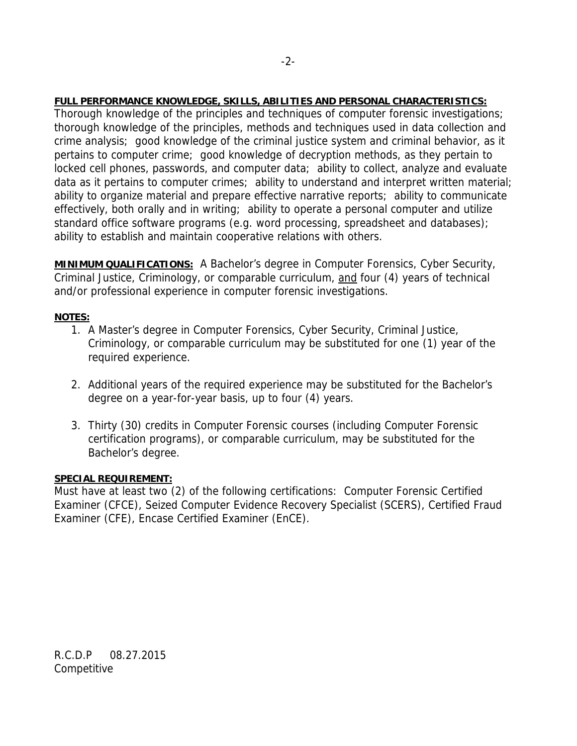**FULL PERFORMANCE KNOWLEDGE, SKILLS, ABILITIES AND PERSONAL CHARACTERISTICS:**
Thorough knowledge of the principles and techniques of computer forensic investigations; thorough knowledge of the principles, methods and techniques used in data collection and crime analysis; good knowledge of the criminal justice system and criminal behavior, as it pertains to computer crime; good knowledge of decryption methods, as they pertain to locked cell phones, passwords, and computer data; ability to collect, analyze and evaluate data as it pertains to computer crimes; ability to understand and interpret written material; ability to organize material and prepare effective narrative reports; ability to communicate effectively, both orally and in writing; ability to operate a personal computer and utilize standard office software programs (e.g. word processing, spreadsheet and databases); ability to establish and maintain cooperative relations with others.

**MINIMUM QUALIFICATIONS:** A Bachelor's degree in Computer Forensics, Cyber Security, Criminal Justice, Criminology, or comparable curriculum, and four (4) years of technical and/or professional experience in computer forensic investigations.

**NOTES:**

1. A Master's degree in Computer Forensics, Cyber Security, Criminal Justice, Criminology, or comparable curriculum may be substituted for one (1) year of the required experience.

2. Additional years of the required experience may be substituted for the Bachelor's degree on a year-for-year basis, up to four (4) years.

3. Thirty (30) credits in Computer Forensic courses (including Computer Forensic certification programs), or comparable curriculum, may be substituted for the Bachelor's degree.

**SPECIAL REQUIREMENT:**
Must have at least two (2) of the following certifications: Computer Forensic Certified Examiner (CFCE), Seized Computer Evidence Recovery Specialist (SCERS), Certified Fraud Examiner (CFE), Encase Certified Examiner (EnCE).

R.C.D.P 08.27.2015
Competitive